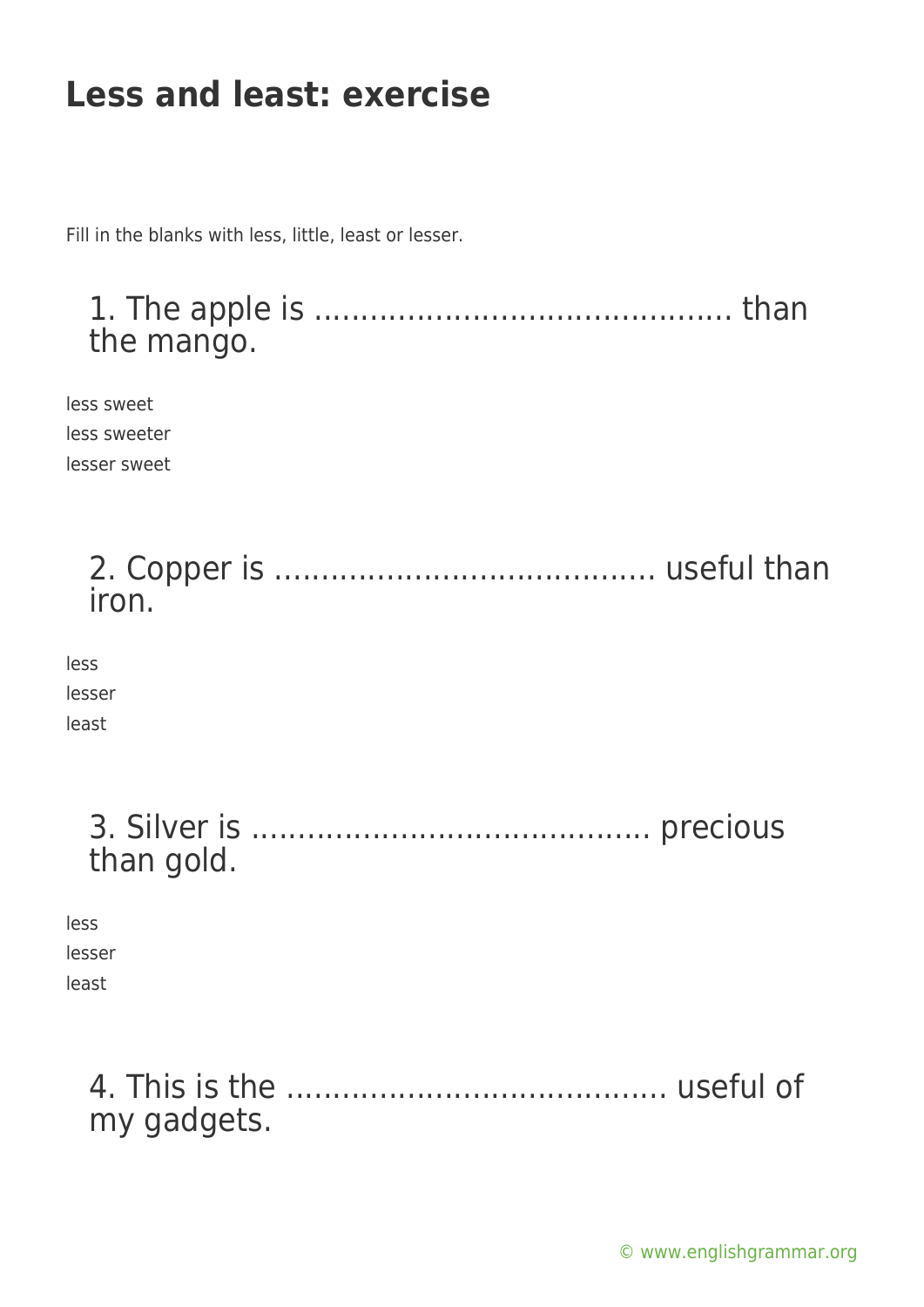# Less and least: exercise

Fill in the blanks with less, little, least or lesser.

## 1. The apple is ........................................... than the mango.

less sweet
less sweeter
lesser sweet

## 2. Copper is ........................................ useful than iron.

less
lesser
least

## 3. Silver is .......................................... precious than gold.

less
lesser
least

## 4. This is the ........................................ useful of my gadgets.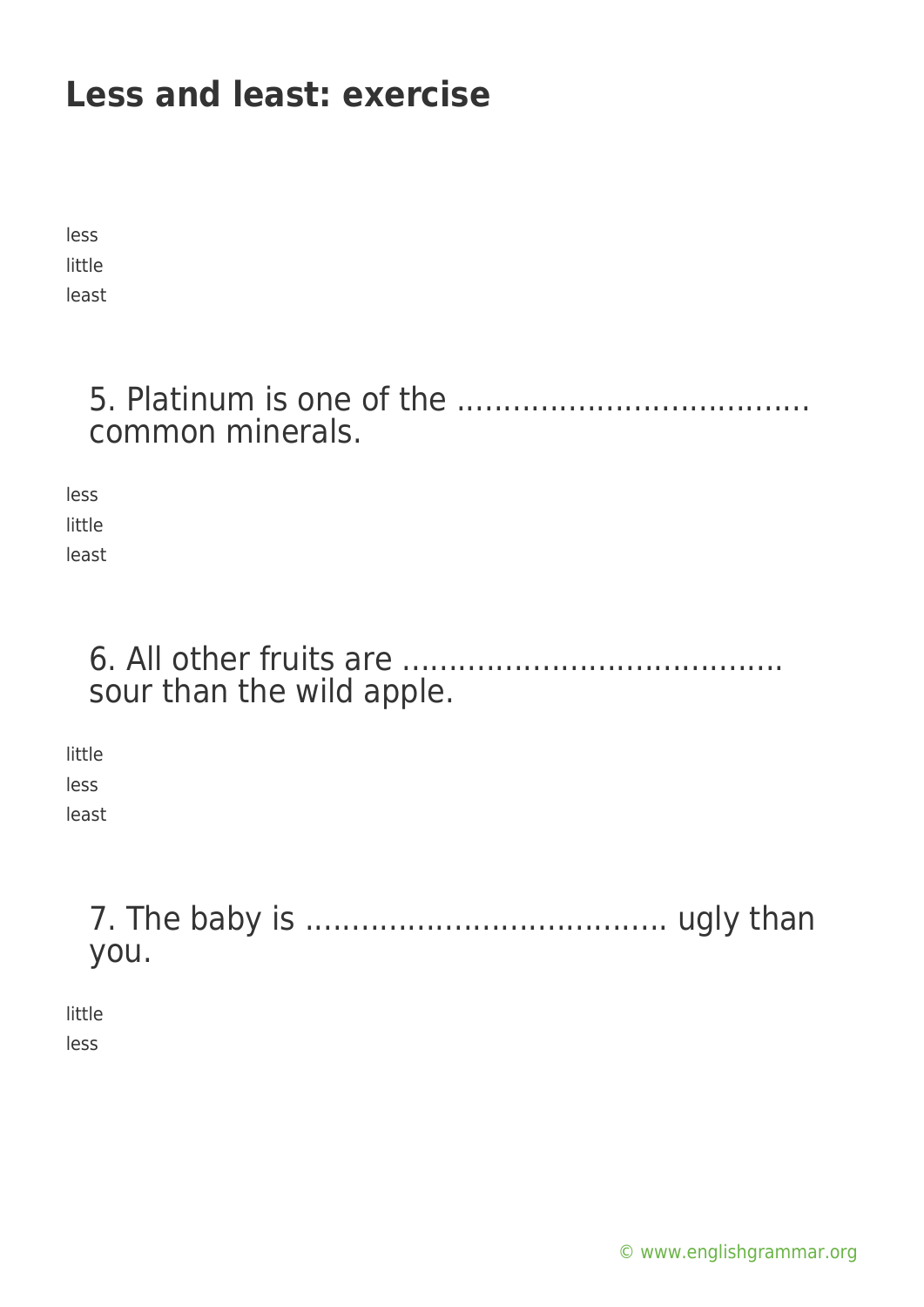# Less and least: exercise

less
little
least

5. Platinum is one of the ..................................... common minerals.

less
little
least

6. All other fruits are ........................................ sour than the wild apple.

little
less
least

7. The baby is ...................................... ugly than you.

little
less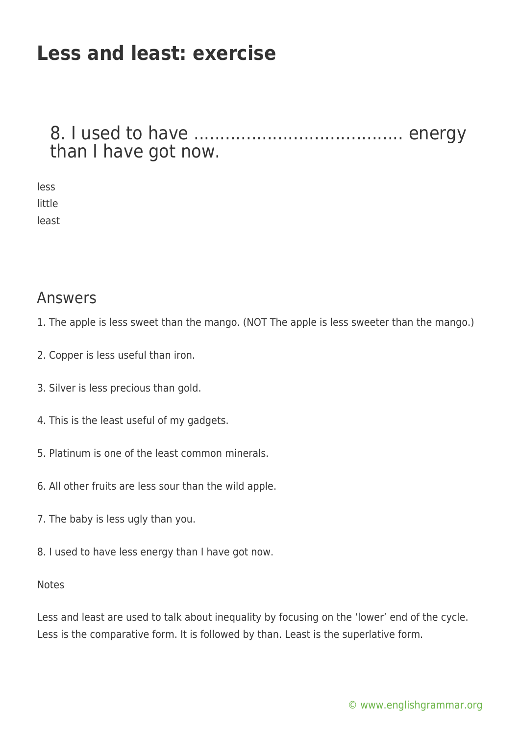# Less and least: exercise

## 8. I used to have ………………………………. energy than I have got now.

less
little
least

## Answers

1. The apple is less sweet than the mango. (NOT The apple is less sweeter than the mango.)

2. Copper is less useful than iron.

3. Silver is less precious than gold.

4. This is the least useful of my gadgets.

5. Platinum is one of the least common minerals.

6. All other fruits are less sour than the wild apple.

7. The baby is less ugly than you.

8. I used to have less energy than I have got now.

Notes

Less and least are used to talk about inequality by focusing on the 'lower' end of the cycle. Less is the comparative form. It is followed by than. Least is the superlative form.